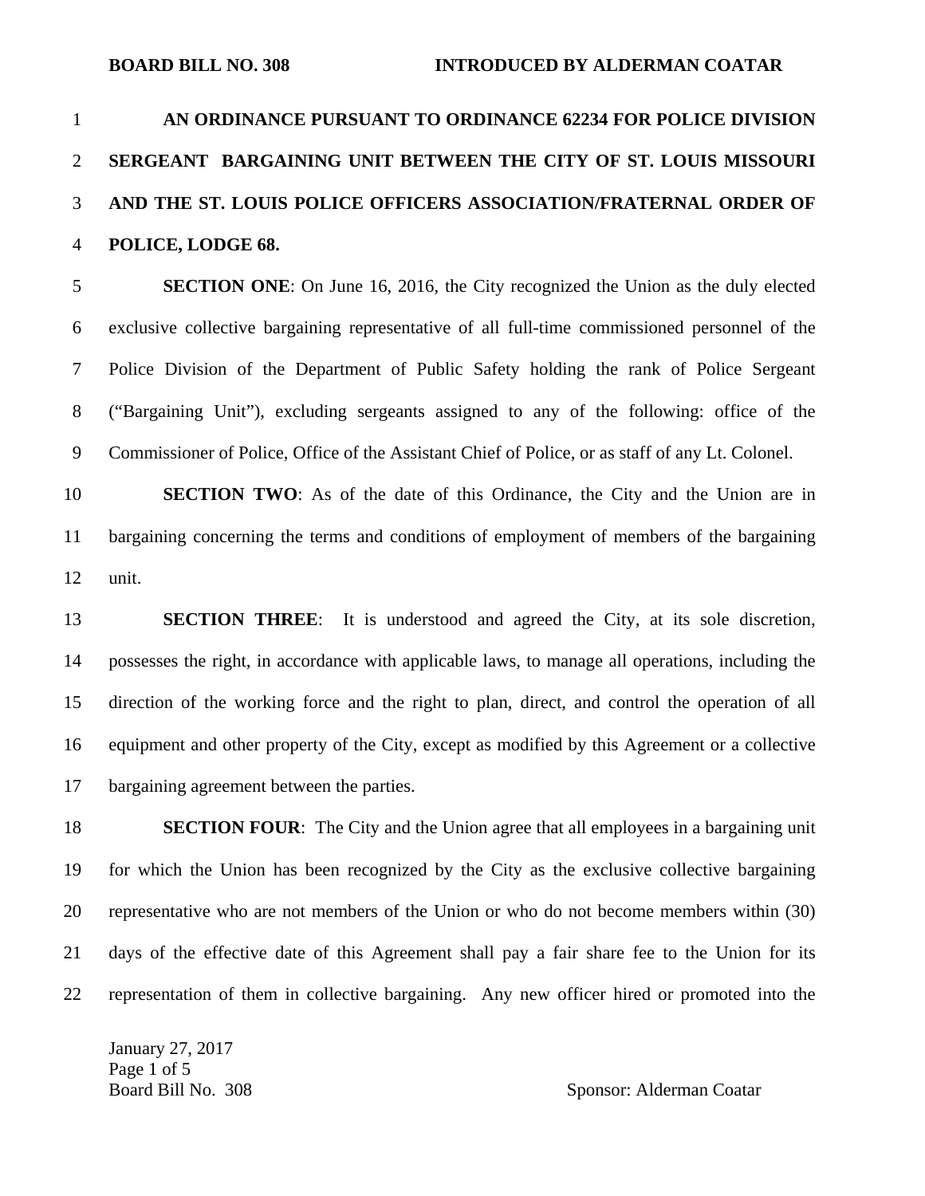**BOARD BILL NO. 308 INTRODUCED BY ALDERMAN COATAR**

# AN ORDINANCE PURSUANT TO ORDINANCE 62234 FOR POLICE DIVISION SERGEANT BARGAINING UNIT BETWEEN THE CITY OF ST. LOUIS MISSOURI AND THE ST. LOUIS POLICE OFFICERS ASSOCIATION/FRATERNAL ORDER OF POLICE, LODGE 68.

**SECTION ONE**: On June 16, 2016, the City recognized the Union as the duly elected exclusive collective bargaining representative of all full-time commissioned personnel of the Police Division of the Department of Public Safety holding the rank of Police Sergeant ("Bargaining Unit"), excluding sergeants assigned to any of the following: office of the Commissioner of Police, Office of the Assistant Chief of Police, or as staff of any Lt. Colonel.

**SECTION TWO**: As of the date of this Ordinance, the City and the Union are in bargaining concerning the terms and conditions of employment of members of the bargaining unit.

**SECTION THREE**: It is understood and agreed the City, at its sole discretion, possesses the right, in accordance with applicable laws, to manage all operations, including the direction of the working force and the right to plan, direct, and control the operation of all equipment and other property of the City, except as modified by this Agreement or a collective bargaining agreement between the parties.

**SECTION FOUR**: The City and the Union agree that all employees in a bargaining unit for which the Union has been recognized by the City as the exclusive collective bargaining representative who are not members of the Union or who do not become members within (30) days of the effective date of this Agreement shall pay a fair share fee to the Union for its representation of them in collective bargaining. Any new officer hired or promoted into the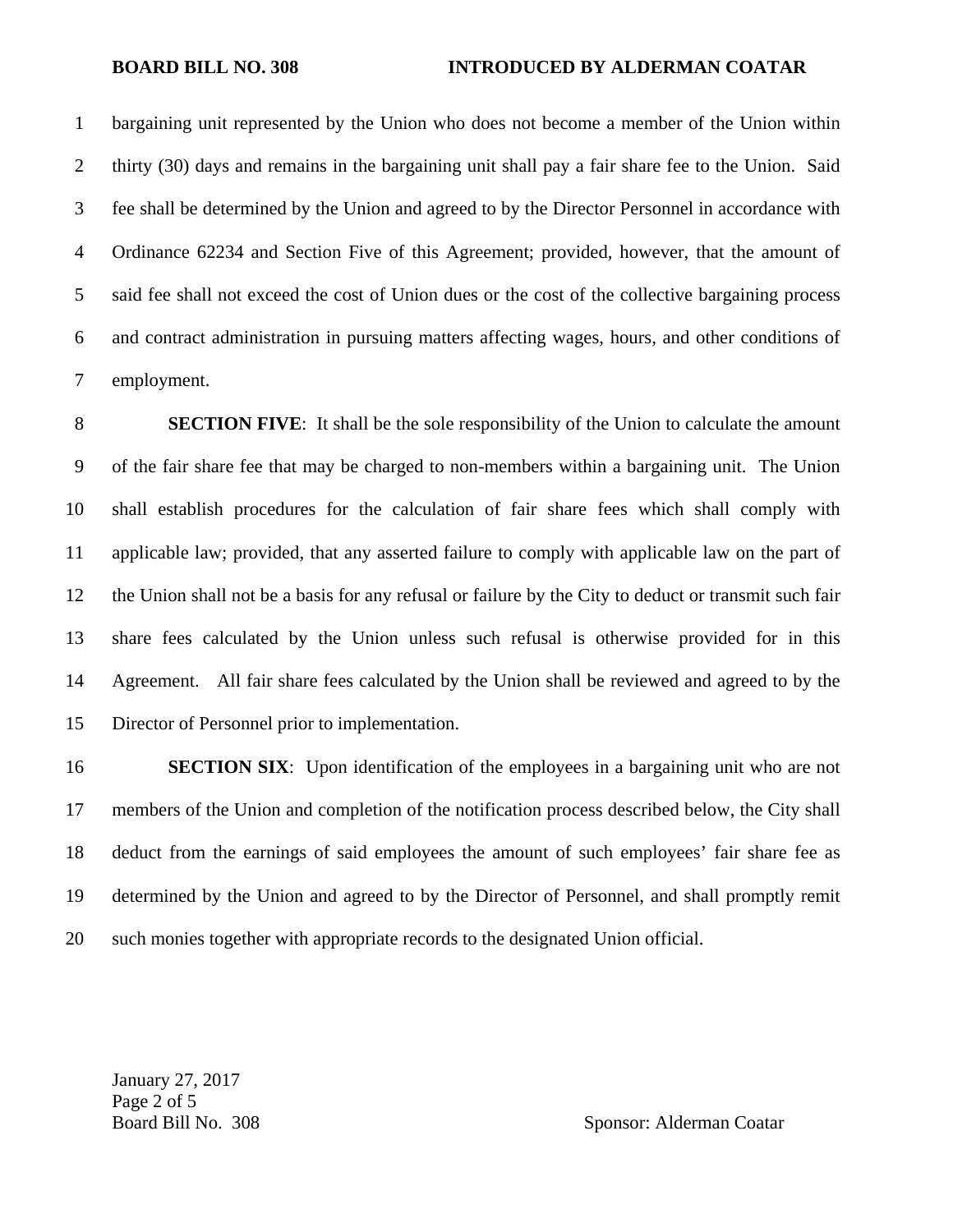bargaining unit represented by the Union who does not become a member of the Union within thirty (30) days and remains in the bargaining unit shall pay a fair share fee to the Union. Said fee shall be determined by the Union and agreed to by the Director Personnel in accordance with Ordinance 62234 and Section Five of this Agreement; provided, however, that the amount of said fee shall not exceed the cost of Union dues or the cost of the collective bargaining process and contract administration in pursuing matters affecting wages, hours, and other conditions of employment.

**SECTION FIVE**: It shall be the sole responsibility of the Union to calculate the amount of the fair share fee that may be charged to non-members within a bargaining unit. The Union shall establish procedures for the calculation of fair share fees which shall comply with applicable law; provided, that any asserted failure to comply with applicable law on the part of the Union shall not be a basis for any refusal or failure by the City to deduct or transmit such fair share fees calculated by the Union unless such refusal is otherwise provided for in this Agreement. All fair share fees calculated by the Union shall be reviewed and agreed to by the Director of Personnel prior to implementation.

**SECTION SIX**: Upon identification of the employees in a bargaining unit who are not members of the Union and completion of the notification process described below, the City shall deduct from the earnings of said employees the amount of such employees' fair share fee as determined by the Union and agreed to by the Director of Personnel, and shall promptly remit such monies together with appropriate records to the designated Union official.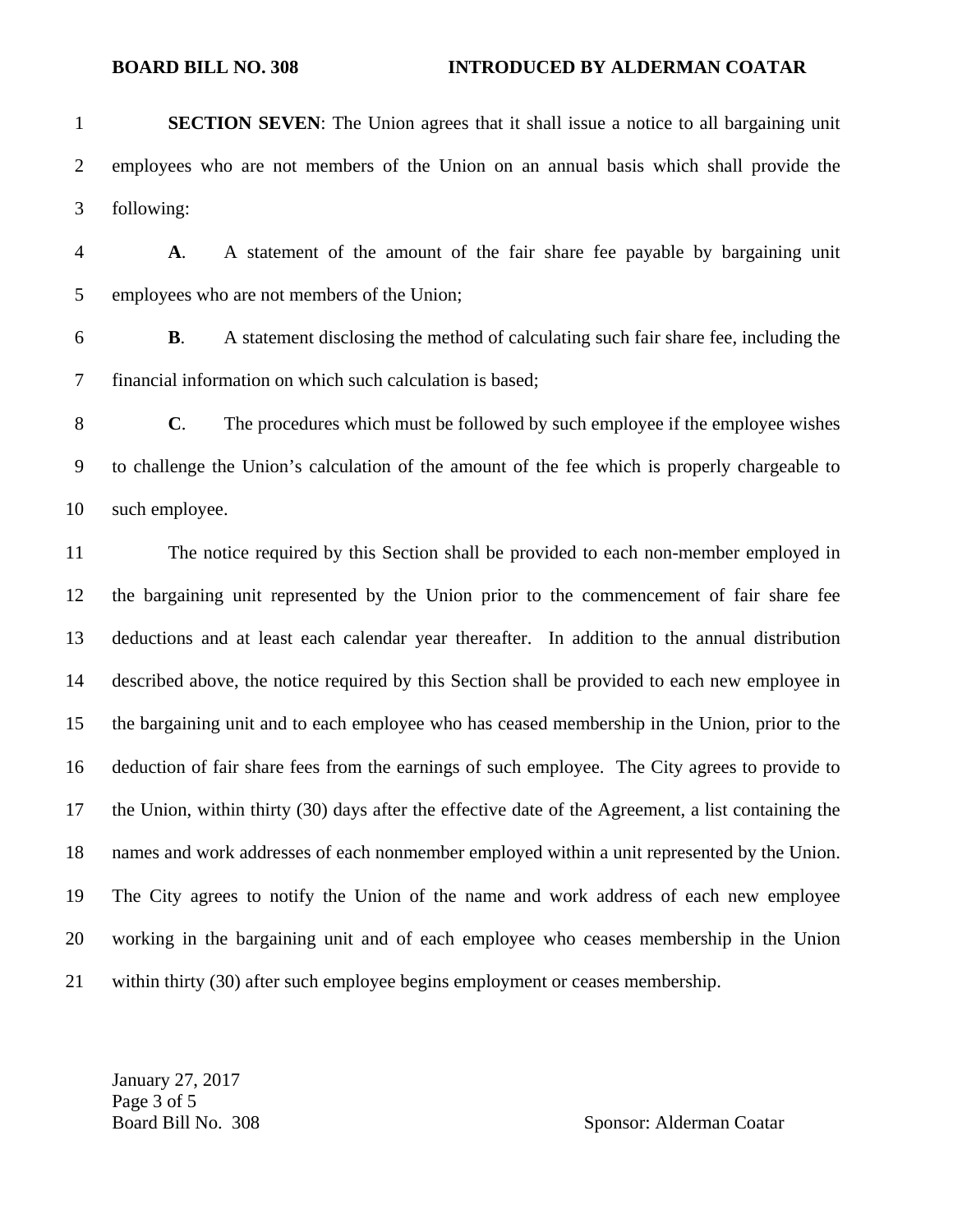**SECTION SEVEN**: The Union agrees that it shall issue a notice to all bargaining unit employees who are not members of the Union on an annual basis which shall provide the following:

**A**. A statement of the amount of the fair share fee payable by bargaining unit employees who are not members of the Union;

**B**. A statement disclosing the method of calculating such fair share fee, including the financial information on which such calculation is based;

**C**. The procedures which must be followed by such employee if the employee wishes to challenge the Union's calculation of the amount of the fee which is properly chargeable to such employee.

The notice required by this Section shall be provided to each non-member employed in the bargaining unit represented by the Union prior to the commencement of fair share fee deductions and at least each calendar year thereafter. In addition to the annual distribution described above, the notice required by this Section shall be provided to each new employee in the bargaining unit and to each employee who has ceased membership in the Union, prior to the deduction of fair share fees from the earnings of such employee. The City agrees to provide to the Union, within thirty (30) days after the effective date of the Agreement, a list containing the names and work addresses of each nonmember employed within a unit represented by the Union. The City agrees to notify the Union of the name and work address of each new employee working in the bargaining unit and of each employee who ceases membership in the Union within thirty (30) after such employee begins employment or ceases membership.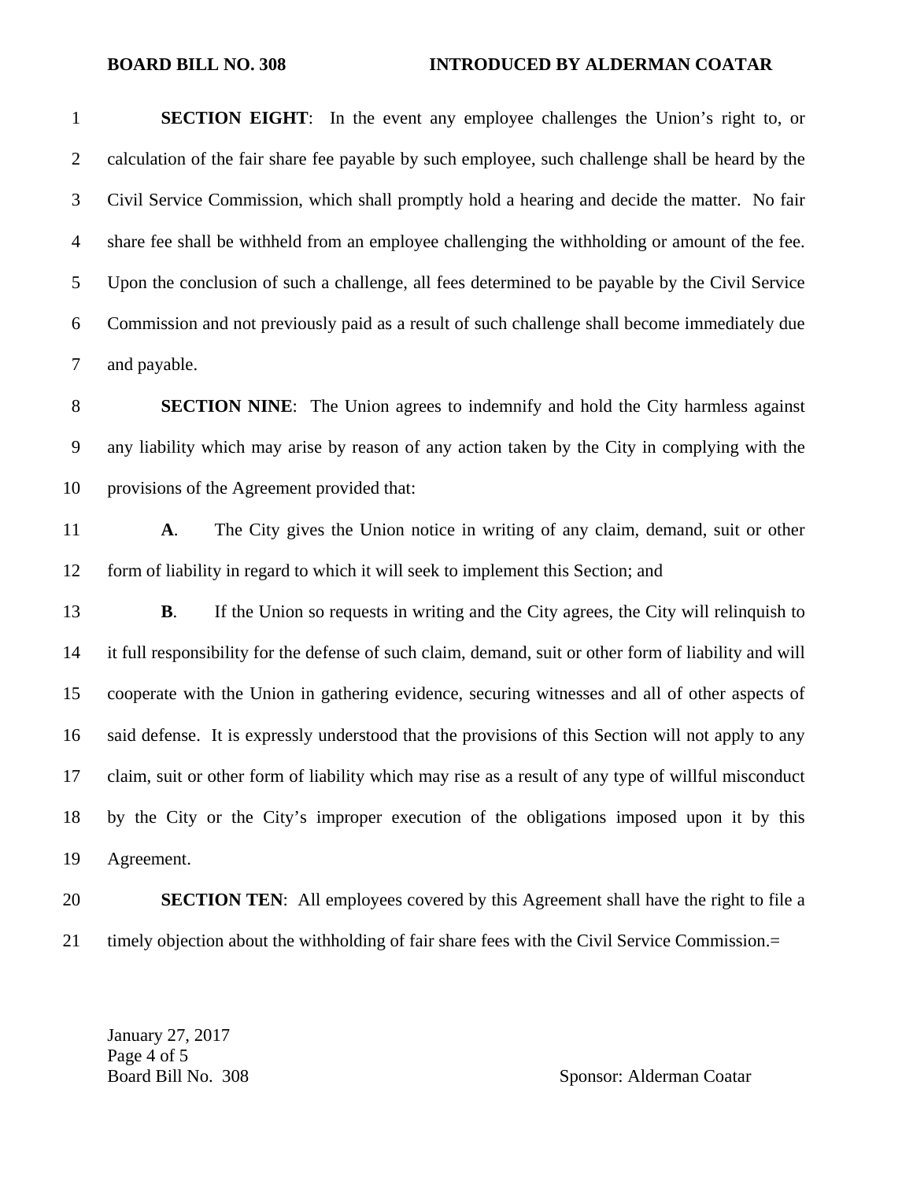**SECTION EIGHT**: In the event any employee challenges the Union's right to, or calculation of the fair share fee payable by such employee, such challenge shall be heard by the Civil Service Commission, which shall promptly hold a hearing and decide the matter. No fair share fee shall be withheld from an employee challenging the withholding or amount of the fee. Upon the conclusion of such a challenge, all fees determined to be payable by the Civil Service Commission and not previously paid as a result of such challenge shall become immediately due and payable.

**SECTION NINE**: The Union agrees to indemnify and hold the City harmless against any liability which may arise by reason of any action taken by the City in complying with the provisions of the Agreement provided that:

**A**. The City gives the Union notice in writing of any claim, demand, suit or other form of liability in regard to which it will seek to implement this Section; and

**B**. If the Union so requests in writing and the City agrees, the City will relinquish to it full responsibility for the defense of such claim, demand, suit or other form of liability and will cooperate with the Union in gathering evidence, securing witnesses and all of other aspects of said defense. It is expressly understood that the provisions of this Section will not apply to any claim, suit or other form of liability which may rise as a result of any type of willful misconduct by the City or the City's improper execution of the obligations imposed upon it by this Agreement.

**SECTION TEN**: All employees covered by this Agreement shall have the right to file a timely objection about the withholding of fair share fees with the Civil Service Commission.=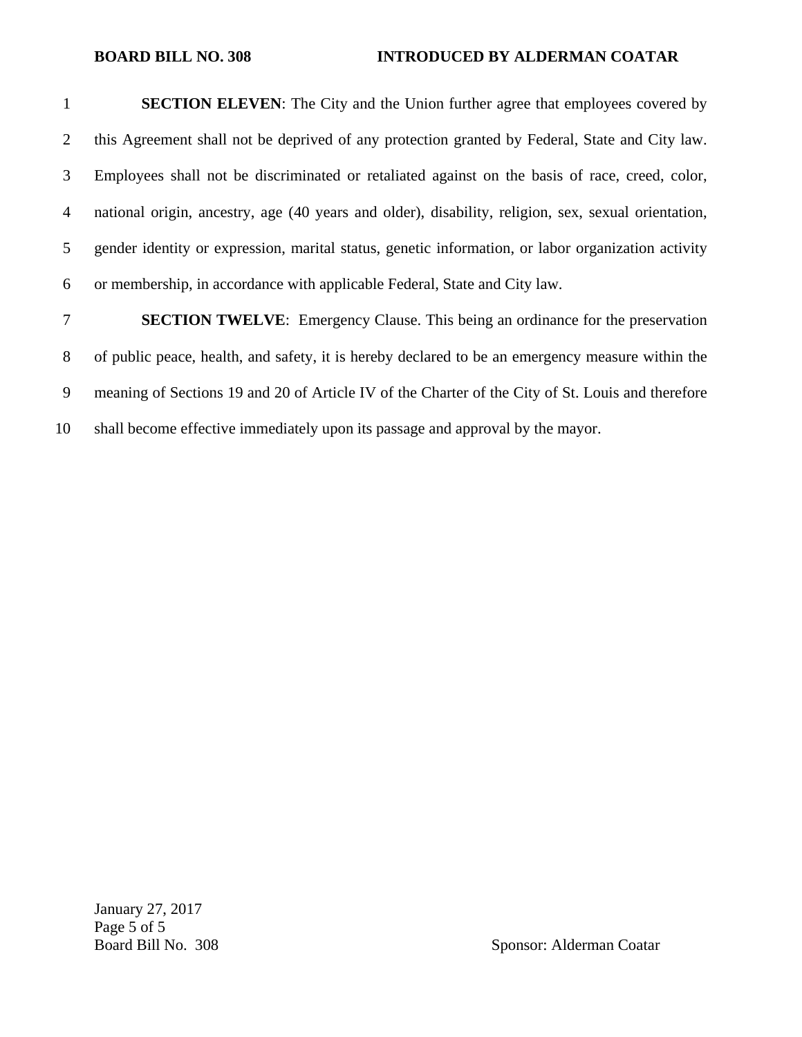**SECTION ELEVEN**: The City and the Union further agree that employees covered by this Agreement shall not be deprived of any protection granted by Federal, State and City law. Employees shall not be discriminated or retaliated against on the basis of race, creed, color, national origin, ancestry, age (40 years and older), disability, religion, sex, sexual orientation, gender identity or expression, marital status, genetic information, or labor organization activity or membership, in accordance with applicable Federal, State and City law.

**SECTION TWELVE**: Emergency Clause. This being an ordinance for the preservation of public peace, health, and safety, it is hereby declared to be an emergency measure within the meaning of Sections 19 and 20 of Article IV of the Charter of the City of St. Louis and therefore shall become effective immediately upon its passage and approval by the mayor.